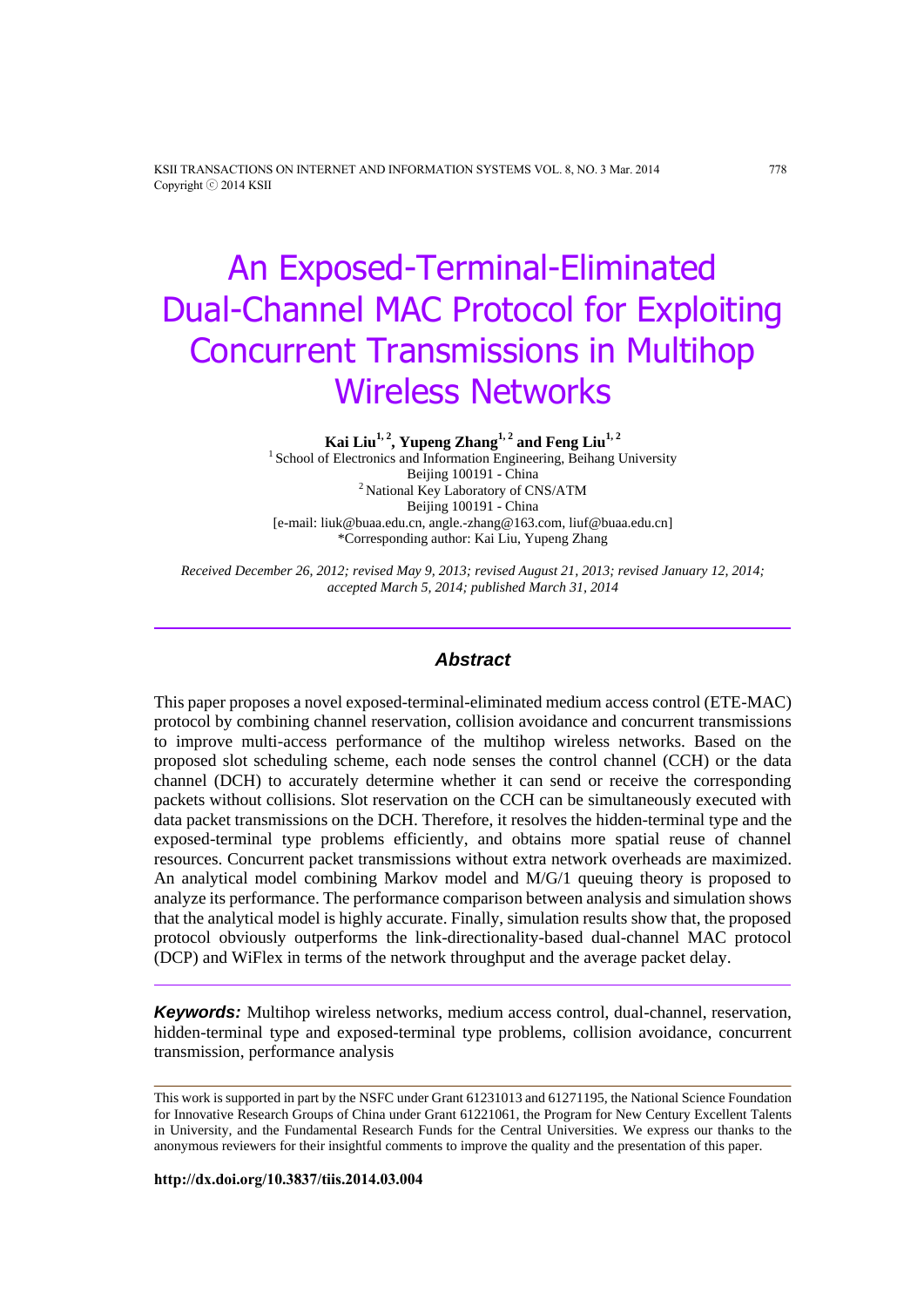# An Exposed-Terminal-Eliminated Dual-Channel MAC Protocol for Exploiting Concurrent Transmissions in Multihop Wireless Networks

**Kai Liu[1, 2], Yupeng Zhang[1, 2] and Feng Liu[1, 2]**

[1] School of Electronics and Information Engineering, Beihang University
Beijing 100191 - China
[2] National Key Laboratory of CNS/ATM
Beijing 100191 - China
[e-mail: liuk@buaa.edu.cn, angle.-zhang@163.com, liuf@buaa.edu.cn]
*Corresponding author: Kai Liu, Yupeng Zhang

*Received December 26, 2012; revised May 9, 2013; revised August 21, 2013; revised January 12, 2014; accepted March 5, 2014; published March 31, 2014*

## Abstract

This paper proposes a novel exposed-terminal-eliminated medium access control (ETE-MAC) protocol by combining channel reservation, collision avoidance and concurrent transmissions to improve multi-access performance of the multihop wireless networks. Based on the proposed slot scheduling scheme, each node senses the control channel (CCH) or the data channel (DCH) to accurately determine whether it can send or receive the corresponding packets without collisions. Slot reservation on the CCH can be simultaneously executed with data packet transmissions on the DCH. Therefore, it resolves the hidden-terminal type and the exposed-terminal type problems efficiently, and obtains more spatial reuse of channel resources. Concurrent packet transmissions without extra network overheads are maximized. An analytical model combining Markov model and M/G/1 queuing theory is proposed to analyze its performance. The performance comparison between analysis and simulation shows that the analytical model is highly accurate. Finally, simulation results show that, the proposed protocol obviously outperforms the link-directionality-based dual-channel MAC protocol (DCP) and WiFlex in terms of the network throughput and the average packet delay.

***Keywords:*** Multihop wireless networks, medium access control, dual-channel, reservation, hidden-terminal type and exposed-terminal type problems, collision avoidance, concurrent transmission, performance analysis

---

This work is supported in part by the NSFC under Grant 61231013 and 61271195, the National Science Foundation for Innovative Research Groups of China under Grant 61221061, the Program for New Century Excellent Talents in University, and the Fundamental Research Funds for the Central Universities. We express our thanks to the anonymous reviewers for their insightful comments to improve the quality and the presentation of this paper.

**http://dx.doi.org/10.3837/tiis.2014.03.004**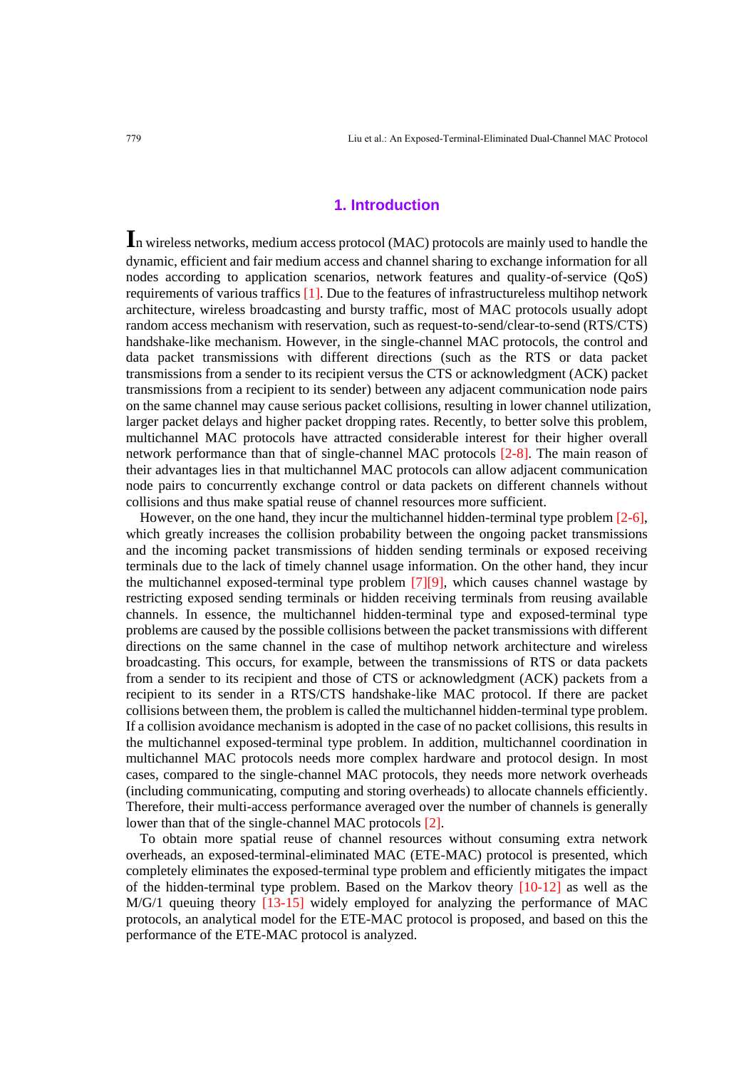## 1. Introduction

In wireless networks, medium access protocol (MAC) protocols are mainly used to handle the dynamic, efficient and fair medium access and channel sharing to exchange information for all nodes according to application scenarios, network features and quality-of-service (QoS) requirements of various traffics [1]. Due to the features of infrastructureless multihop network architecture, wireless broadcasting and bursty traffic, most of MAC protocols usually adopt random access mechanism with reservation, such as request-to-send/clear-to-send (RTS/CTS) handshake-like mechanism. However, in the single-channel MAC protocols, the control and data packet transmissions with different directions (such as the RTS or data packet transmissions from a sender to its recipient versus the CTS or acknowledgment (ACK) packet transmissions from a recipient to its sender) between any adjacent communication node pairs on the same channel may cause serious packet collisions, resulting in lower channel utilization, larger packet delays and higher packet dropping rates. Recently, to better solve this problem, multichannel MAC protocols have attracted considerable interest for their higher overall network performance than that of single-channel MAC protocols [2-8]. The main reason of their advantages lies in that multichannel MAC protocols can allow adjacent communication node pairs to concurrently exchange control or data packets on different channels without collisions and thus make spatial reuse of channel resources more sufficient.

However, on the one hand, they incur the multichannel hidden-terminal type problem [2-6], which greatly increases the collision probability between the ongoing packet transmissions and the incoming packet transmissions of hidden sending terminals or exposed receiving terminals due to the lack of timely channel usage information. On the other hand, they incur the multichannel exposed-terminal type problem [7][9], which causes channel wastage by restricting exposed sending terminals or hidden receiving terminals from reusing available channels. In essence, the multichannel hidden-terminal type and exposed-terminal type problems are caused by the possible collisions between the packet transmissions with different directions on the same channel in the case of multihop network architecture and wireless broadcasting. This occurs, for example, between the transmissions of RTS or data packets from a sender to its recipient and those of CTS or acknowledgment (ACK) packets from a recipient to its sender in a RTS/CTS handshake-like MAC protocol. If there are packet collisions between them, the problem is called the multichannel hidden-terminal type problem. If a collision avoidance mechanism is adopted in the case of no packet collisions, this results in the multichannel exposed-terminal type problem. In addition, multichannel coordination in multichannel MAC protocols needs more complex hardware and protocol design. In most cases, compared to the single-channel MAC protocols, they needs more network overheads (including communicating, computing and storing overheads) to allocate channels efficiently. Therefore, their multi-access performance averaged over the number of channels is generally lower than that of the single-channel MAC protocols [2].

To obtain more spatial reuse of channel resources without consuming extra network overheads, an exposed-terminal-eliminated MAC (ETE-MAC) protocol is presented, which completely eliminates the exposed-terminal type problem and efficiently mitigates the impact of the hidden-terminal type problem. Based on the Markov theory [10-12] as well as the M/G/1 queuing theory [13-15] widely employed for analyzing the performance of MAC protocols, an analytical model for the ETE-MAC protocol is proposed, and based on this the performance of the ETE-MAC protocol is analyzed.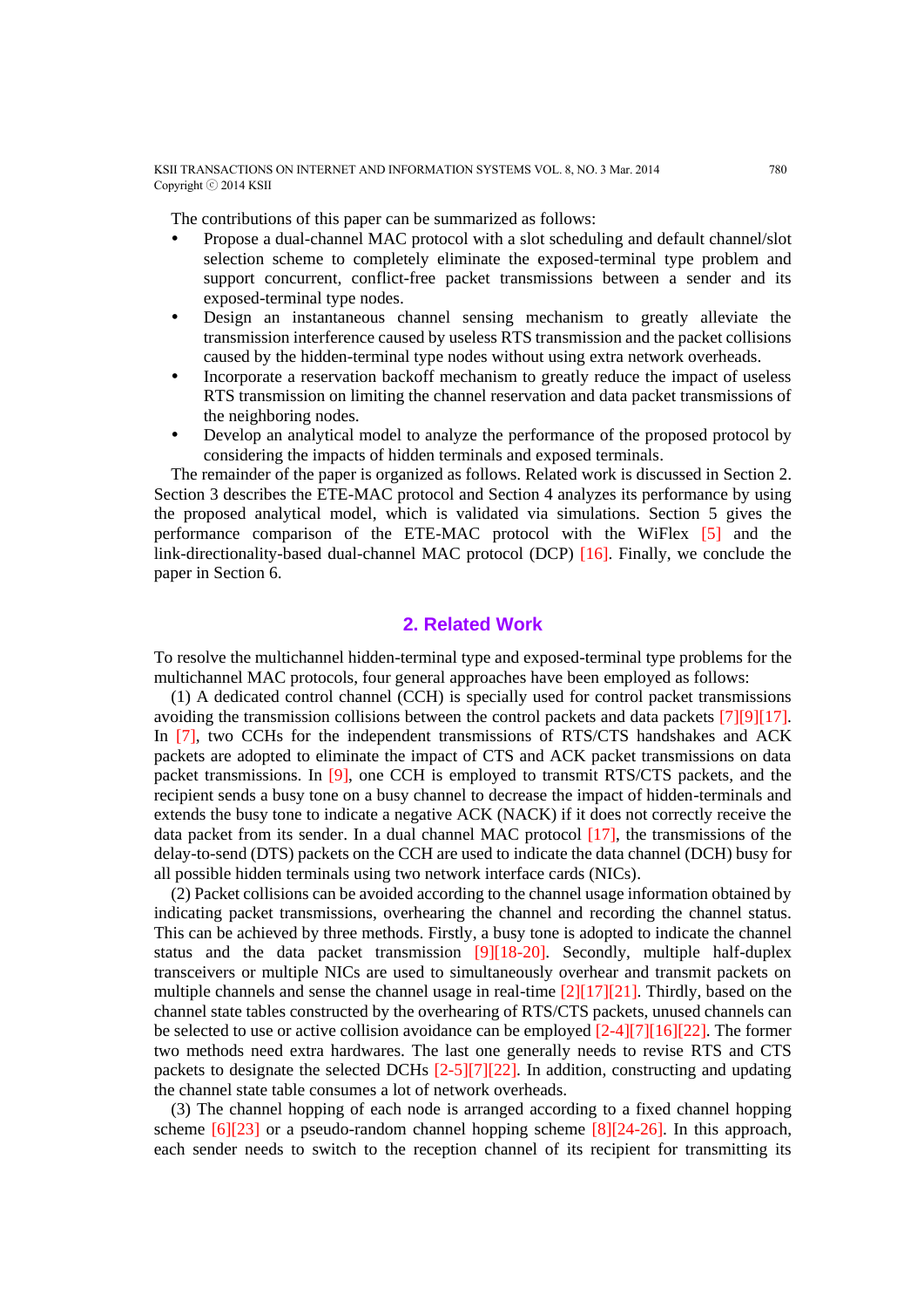The contributions of this paper can be summarized as follows:

- Propose a dual-channel MAC protocol with a slot scheduling and default channel/slot selection scheme to completely eliminate the exposed-terminal type problem and support concurrent, conflict-free packet transmissions between a sender and its exposed-terminal type nodes.
- Design an instantaneous channel sensing mechanism to greatly alleviate the transmission interference caused by useless RTS transmission and the packet collisions caused by the hidden-terminal type nodes without using extra network overheads.
- Incorporate a reservation backoff mechanism to greatly reduce the impact of useless RTS transmission on limiting the channel reservation and data packet transmissions of the neighboring nodes.
- Develop an analytical model to analyze the performance of the proposed protocol by considering the impacts of hidden terminals and exposed terminals.

The remainder of the paper is organized as follows. Related work is discussed in Section 2. Section 3 describes the ETE-MAC protocol and Section 4 analyzes its performance by using the proposed analytical model, which is validated via simulations. Section 5 gives the performance comparison of the ETE-MAC protocol with the WiFlex [5] and the link-directionality-based dual-channel MAC protocol (DCP) [16]. Finally, we conclude the paper in Section 6.

## 2. Related Work

To resolve the multichannel hidden-terminal type and exposed-terminal type problems for the multichannel MAC protocols, four general approaches have been employed as follows:

(1) A dedicated control channel (CCH) is specially used for control packet transmissions avoiding the transmission collisions between the control packets and data packets [7][9][17]. In [7], two CCHs for the independent transmissions of RTS/CTS handshakes and ACK packets are adopted to eliminate the impact of CTS and ACK packet transmissions on data packet transmissions. In [9], one CCH is employed to transmit RTS/CTS packets, and the recipient sends a busy tone on a busy channel to decrease the impact of hidden-terminals and extends the busy tone to indicate a negative ACK (NACK) if it does not correctly receive the data packet from its sender. In a dual channel MAC protocol [17], the transmissions of the delay-to-send (DTS) packets on the CCH are used to indicate the data channel (DCH) busy for all possible hidden terminals using two network interface cards (NICs).

(2) Packet collisions can be avoided according to the channel usage information obtained by indicating packet transmissions, overhearing the channel and recording the channel status. This can be achieved by three methods. Firstly, a busy tone is adopted to indicate the channel status and the data packet transmission [9][18-20]. Secondly, multiple half-duplex transceivers or multiple NICs are used to simultaneously overhear and transmit packets on multiple channels and sense the channel usage in real-time [2][17][21]. Thirdly, based on the channel state tables constructed by the overhearing of RTS/CTS packets, unused channels can be selected to use or active collision avoidance can be employed [2-4][7][16][22]. The former two methods need extra hardwares. The last one generally needs to revise RTS and CTS packets to designate the selected DCHs [2-5][7][22]. In addition, constructing and updating the channel state table consumes a lot of network overheads.

(3) The channel hopping of each node is arranged according to a fixed channel hopping scheme [6][23] or a pseudo-random channel hopping scheme [8][24-26]. In this approach, each sender needs to switch to the reception channel of its recipient for transmitting its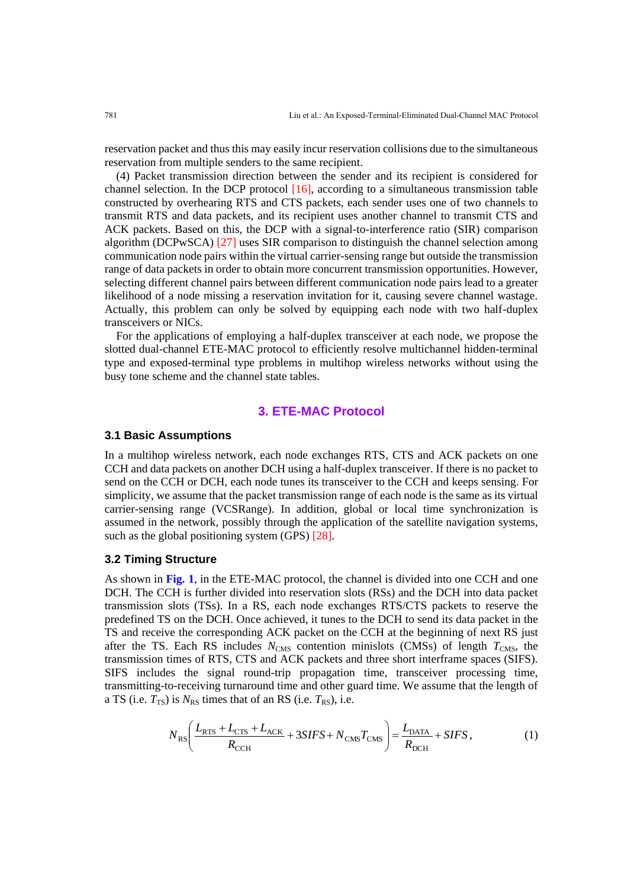reservation packet and thus this may easily incur reservation collisions due to the simultaneous reservation from multiple senders to the same recipient.

(4) Packet transmission direction between the sender and its recipient is considered for channel selection. In the DCP protocol [16], according to a simultaneous transmission table constructed by overhearing RTS and CTS packets, each sender uses one of two channels to transmit RTS and data packets, and its recipient uses another channel to transmit CTS and ACK packets. Based on this, the DCP with a signal-to-interference ratio (SIR) comparison algorithm (DCPwSCA) [27] uses SIR comparison to distinguish the channel selection among communication node pairs within the virtual carrier-sensing range but outside the transmission range of data packets in order to obtain more concurrent transmission opportunities. However, selecting different channel pairs between different communication node pairs lead to a greater likelihood of a node missing a reservation invitation for it, causing severe channel wastage. Actually, this problem can only be solved by equipping each node with two half-duplex transceivers or NICs.

For the applications of employing a half-duplex transceiver at each node, we propose the slotted dual-channel ETE-MAC protocol to efficiently resolve multichannel hidden-terminal type and exposed-terminal type problems in multihop wireless networks without using the busy tone scheme and the channel state tables.

## 3. ETE-MAC Protocol

### 3.1 Basic Assumptions

In a multihop wireless network, each node exchanges RTS, CTS and ACK packets on one CCH and data packets on another DCH using a half-duplex transceiver. If there is no packet to send on the CCH or DCH, each node tunes its transceiver to the CCH and keeps sensing. For simplicity, we assume that the packet transmission range of each node is the same as its virtual carrier-sensing range (VCSRange). In addition, global or local time synchronization is assumed in the network, possibly through the application of the satellite navigation systems, such as the global positioning system (GPS) [28].

### 3.2 Timing Structure

As shown in **Fig. 1**, in the ETE-MAC protocol, the channel is divided into one CCH and one DCH. The CCH is further divided into reservation slots (RSs) and the DCH into data packet transmission slots (TSs). In a RS, each node exchanges RTS/CTS packets to reserve the predefined TS on the DCH. Once achieved, it tunes to the DCH to send its data packet in the TS and receive the corresponding ACK packet on the CCH at the beginning of next RS just after the TS. Each RS includes $N_{\text{CMS}}$ contention minislots (CMSs) of length $T_{\text{CMS}}$, the transmission times of RTS, CTS and ACK packets and three short interframe spaces (SIFS). SIFS includes the signal round-trip propagation time, transceiver processing time, transmitting-to-receiving turnaround time and other guard time. We assume that the length of a TS (i.e. $T_{\text{TS}}$) is $N_{\text{RS}}$ times that of an RS (i.e. $T_{\text{RS}}$), i.e.

$$N_{\text{RS}}\left(\frac{L_{\text{RTS}}+L_{\text{CTS}}+L_{\text{ACK}}}{R_{\text{CCH}}}+3SIFS+N_{\text{CMS}}T_{\text{CMS}}\right)=\frac{L_{\text{DATA}}}{R_{\text{DCH}}}+SIFS, \tag{1}$$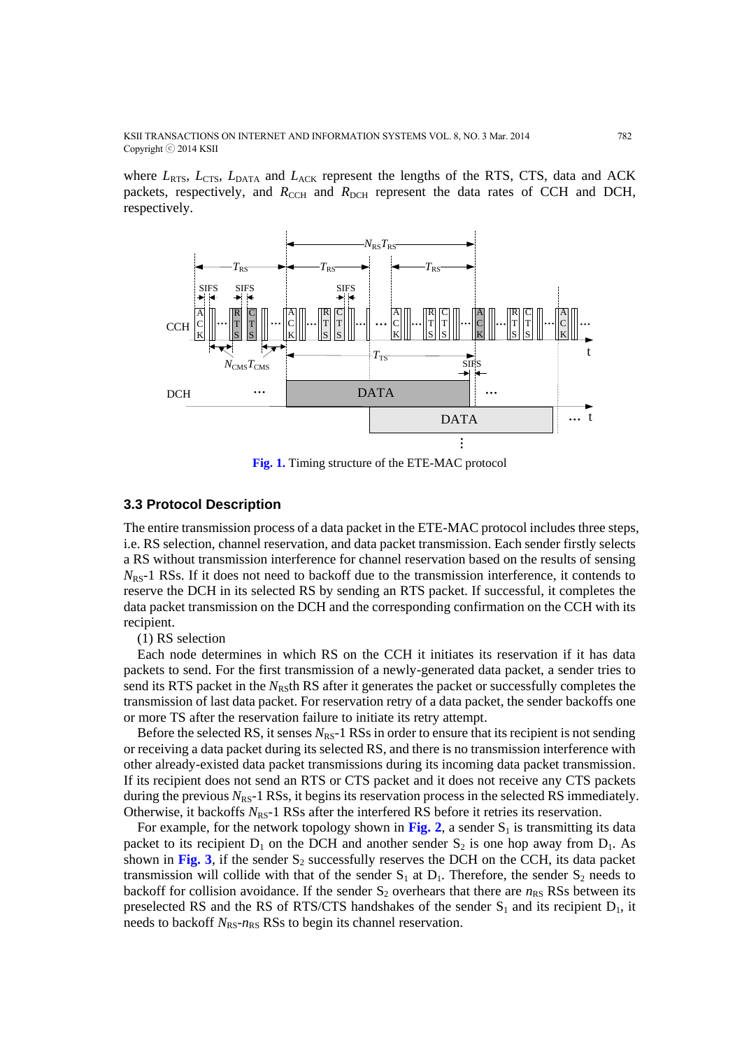where $L_{RTS}$, $L_{CTS}$, $L_{DATA}$ and $L_{ACK}$ represent the lengths of the RTS, CTS, data and ACK packets, respectively, and $R_{CCH}$ and $R_{DCH}$ represent the data rates of CCH and DCH, respectively.

**Fig. 1.** Timing structure of the ETE-MAC protocol

### 3.3 Protocol Description

The entire transmission process of a data packet in the ETE-MAC protocol includes three steps, i.e. RS selection, channel reservation, and data packet transmission. Each sender firstly selects a RS without transmission interference for channel reservation based on the results of sensing $N_{RS}$-1 RSs. If it does not need to backoff due to the transmission interference, it contends to reserve the DCH in its selected RS by sending an RTS packet. If successful, it completes the data packet transmission on the DCH and the corresponding confirmation on the CCH with its recipient.

(1) RS selection

Each node determines in which RS on the CCH it initiates its reservation if it has data packets to send. For the first transmission of a newly-generated data packet, a sender tries to send its RTS packet in the $N_{RS}$th RS after it generates the packet or successfully completes the transmission of last data packet. For reservation retry of a data packet, the sender backoffs one or more TS after the reservation failure to initiate its retry attempt.

Before the selected RS, it senses $N_{RS}$-1 RSs in order to ensure that its recipient is not sending or receiving a data packet during its selected RS, and there is no transmission interference with other already-existed data packet transmissions during its incoming data packet transmission. If its recipient does not send an RTS or CTS packet and it does not receive any CTS packets during the previous $N_{RS}$-1 RSs, it begins its reservation process in the selected RS immediately. Otherwise, it backoffs $N_{RS}$-1 RSs after the interfered RS before it retries its reservation.

For example, for the network topology shown in **Fig. 2**, a sender $S_1$ is transmitting its data packet to its recipient $D_1$ on the DCH and another sender $S_2$ is one hop away from $D_1$. As shown in **Fig. 3**, if the sender $S_2$ successfully reserves the DCH on the CCH, its data packet transmission will collide with that of the sender $S_1$ at $D_1$. Therefore, the sender $S_2$ needs to backoff for collision avoidance. If the sender $S_2$ overhears that there are $n_{RS}$ RSs between its preselected RS and the RS of RTS/CTS handshakes of the sender $S_1$ and its recipient $D_1$, it needs to backoff $N_{RS}$-$n_{RS}$ RSs to begin its channel reservation.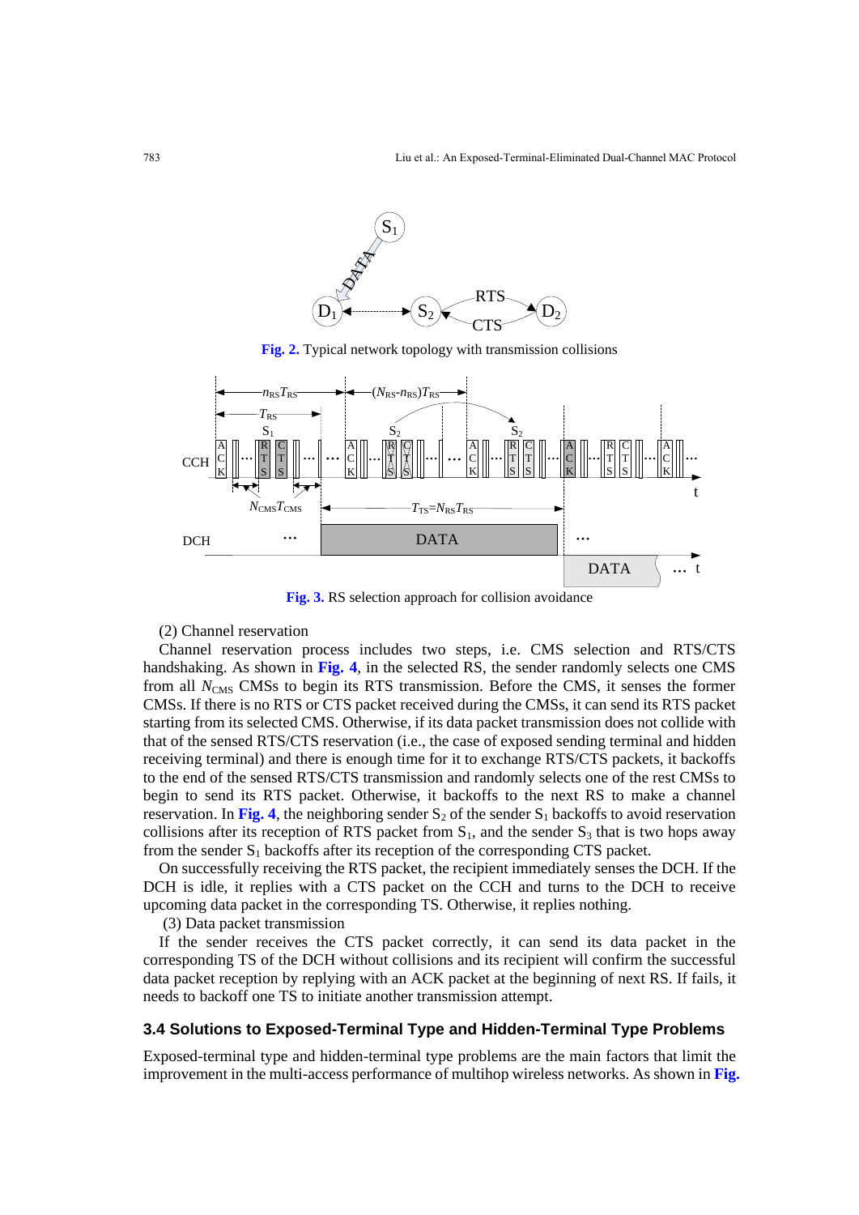Fig. 2. Typical network topology with transmission collisions

Fig. 3. RS selection approach for collision avoidance

(2) Channel reservation

Channel reservation process includes two steps, i.e. CMS selection and RTS/CTS handshaking. As shown in **Fig. 4**, in the selected RS, the sender randomly selects one CMS from all $N_{CMS}$ CMSs to begin its RTS transmission. Before the CMS, it senses the former CMSs. If there is no RTS or CTS packet received during the CMSs, it can send its RTS packet starting from its selected CMS. Otherwise, if its data packet transmission does not collide with that of the sensed RTS/CTS reservation (i.e., the case of exposed sending terminal and hidden receiving terminal) and there is enough time for it to exchange RTS/CTS packets, it backoffs to the end of the sensed RTS/CTS transmission and randomly selects one of the rest CMSs to begin to send its RTS packet. Otherwise, it backoffs to the next RS to make a channel reservation. In **Fig. 4**, the neighboring sender $S_2$ of the sender $S_1$ backoffs to avoid reservation collisions after its reception of RTS packet from $S_1$, and the sender $S_3$ that is two hops away from the sender $S_1$ backoffs after its reception of the corresponding CTS packet.

On successfully receiving the RTS packet, the recipient immediately senses the DCH. If the DCH is idle, it replies with a CTS packet on the CCH and turns to the DCH to receive upcoming data packet in the corresponding TS. Otherwise, it replies nothing.

(3) Data packet transmission

If the sender receives the CTS packet correctly, it can send its data packet in the corresponding TS of the DCH without collisions and its recipient will confirm the successful data packet reception by replying with an ACK packet at the beginning of next RS. If fails, it needs to backoff one TS to initiate another transmission attempt.

### 3.4 Solutions to Exposed-Terminal Type and Hidden-Terminal Type Problems

Exposed-terminal type and hidden-terminal type problems are the main factors that limit the improvement in the multi-access performance of multihop wireless networks. As shown in **Fig.**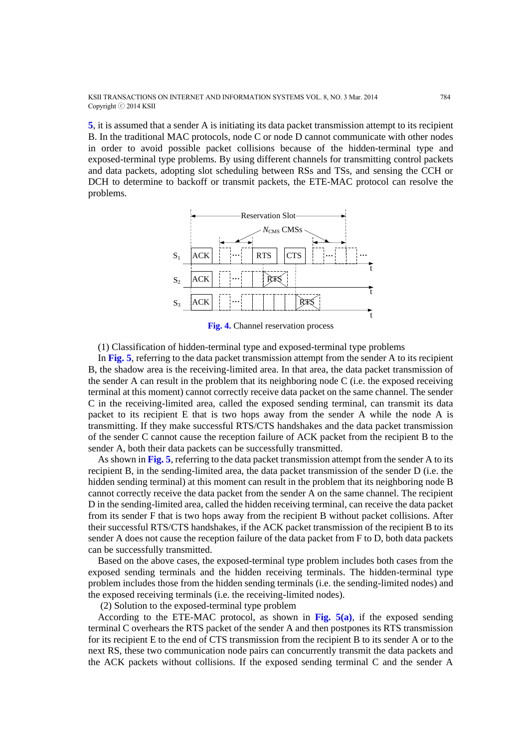5, it is assumed that a sender A is initiating its data packet transmission attempt to its recipient B. In the traditional MAC protocols, node C or node D cannot communicate with other nodes in order to avoid possible packet collisions because of the hidden-terminal type and exposed-terminal type problems. By using different channels for transmitting control packets and data packets, adopting slot scheduling between RSs and TSs, and sensing the CCH or DCH to determine to backoff or transmit packets, the ETE-MAC protocol can resolve the problems.

**Fig. 4.** Channel reservation process

(1) Classification of hidden-terminal type and exposed-terminal type problems

In **Fig. 5**, referring to the data packet transmission attempt from the sender A to its recipient B, the shadow area is the receiving-limited area. In that area, the data packet transmission of the sender A can result in the problem that its neighboring node C (i.e. the exposed receiving terminal at this moment) cannot correctly receive data packet on the same channel. The sender C in the receiving-limited area, called the exposed sending terminal, can transmit its data packet to its recipient E that is two hops away from the sender A while the node A is transmitting. If they make successful RTS/CTS handshakes and the data packet transmission of the sender C cannot cause the reception failure of ACK packet from the recipient B to the sender A, both their data packets can be successfully transmitted.

As shown in **Fig. 5**, referring to the data packet transmission attempt from the sender A to its recipient B, in the sending-limited area, the data packet transmission of the sender D (i.e. the hidden sending terminal) at this moment can result in the problem that its neighboring node B cannot correctly receive the data packet from the sender A on the same channel. The recipient D in the sending-limited area, called the hidden receiving terminal, can receive the data packet from its sender F that is two hops away from the recipient B without packet collisions. After their successful RTS/CTS handshakes, if the ACK packet transmission of the recipient B to its sender A does not cause the reception failure of the data packet from F to D, both data packets can be successfully transmitted.

Based on the above cases, the exposed-terminal type problem includes both cases from the exposed sending terminals and the hidden receiving terminals. The hidden-terminal type problem includes those from the hidden sending terminals (i.e. the sending-limited nodes) and the exposed receiving terminals (i.e. the receiving-limited nodes).

(2) Solution to the exposed-terminal type problem

According to the ETE-MAC protocol, as shown in **Fig. 5(a)**, if the exposed sending terminal C overhears the RTS packet of the sender A and then postpones its RTS transmission for its recipient E to the end of CTS transmission from the recipient B to its sender A or to the next RS, these two communication node pairs can concurrently transmit the data packets and the ACK packets without collisions. If the exposed sending terminal C and the sender A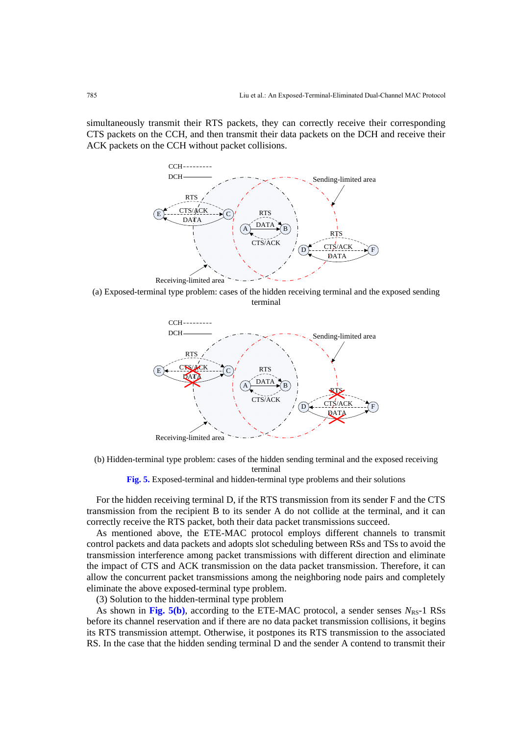simultaneously transmit their RTS packets, they can correctly receive their corresponding CTS packets on the CCH, and then transmit their data packets on the DCH and receive their ACK packets on the CCH without packet collisions.

(a) Exposed-terminal type problem: cases of the hidden receiving terminal and the exposed sending terminal

(b) Hidden-terminal type problem: cases of the hidden sending terminal and the exposed receiving terminal

**Fig. 5.** Exposed-terminal and hidden-terminal type problems and their solutions

For the hidden receiving terminal D, if the RTS transmission from its sender F and the CTS transmission from the recipient B to its sender A do not collide at the terminal, and it can correctly receive the RTS packet, both their data packet transmissions succeed.

As mentioned above, the ETE-MAC protocol employs different channels to transmit control packets and data packets and adopts slot scheduling between RSs and TSs to avoid the transmission interference among packet transmissions with different direction and eliminate the impact of CTS and ACK transmission on the data packet transmission. Therefore, it can allow the concurrent packet transmissions among the neighboring node pairs and completely eliminate the above exposed-terminal type problem.

(3) Solution to the hidden-terminal type problem

As shown in **Fig. 5(b)**, according to the ETE-MAC protocol, a sender senses $N_{RS}$-1 RSs before its channel reservation and if there are no data packet transmission collisions, it begins its RTS transmission attempt. Otherwise, it postpones its RTS transmission to the associated RS. In the case that the hidden sending terminal D and the sender A contend to transmit their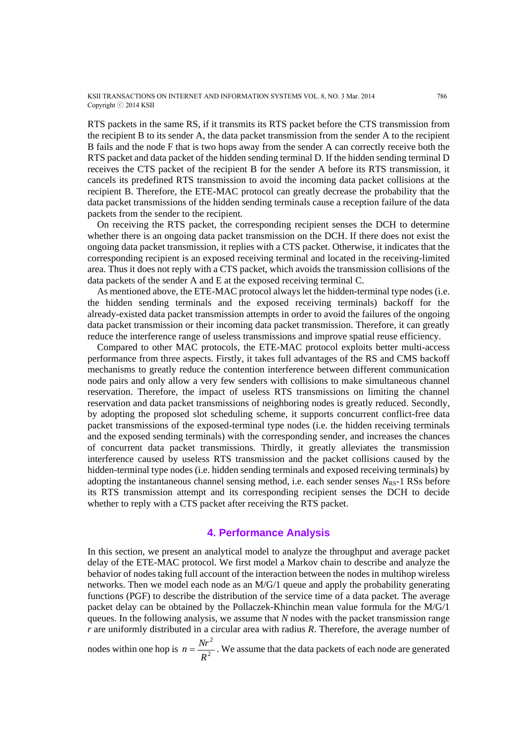RTS packets in the same RS, if it transmits its RTS packet before the CTS transmission from the recipient B to its sender A, the data packet transmission from the sender A to the recipient B fails and the node F that is two hops away from the sender A can correctly receive both the RTS packet and data packet of the hidden sending terminal D. If the hidden sending terminal D receives the CTS packet of the recipient B for the sender A before its RTS transmission, it cancels its predefined RTS transmission to avoid the incoming data packet collisions at the recipient B. Therefore, the ETE-MAC protocol can greatly decrease the probability that the data packet transmissions of the hidden sending terminals cause a reception failure of the data packets from the sender to the recipient.

On receiving the RTS packet, the corresponding recipient senses the DCH to determine whether there is an ongoing data packet transmission on the DCH. If there does not exist the ongoing data packet transmission, it replies with a CTS packet. Otherwise, it indicates that the corresponding recipient is an exposed receiving terminal and located in the receiving-limited area. Thus it does not reply with a CTS packet, which avoids the transmission collisions of the data packets of the sender A and E at the exposed receiving terminal C.

As mentioned above, the ETE-MAC protocol always let the hidden-terminal type nodes (i.e. the hidden sending terminals and the exposed receiving terminals) backoff for the already-existed data packet transmission attempts in order to avoid the failures of the ongoing data packet transmission or their incoming data packet transmission. Therefore, it can greatly reduce the interference range of useless transmissions and improve spatial reuse efficiency.

Compared to other MAC protocols, the ETE-MAC protocol exploits better multi-access performance from three aspects. Firstly, it takes full advantages of the RS and CMS backoff mechanisms to greatly reduce the contention interference between different communication node pairs and only allow a very few senders with collisions to make simultaneous channel reservation. Therefore, the impact of useless RTS transmissions on limiting the channel reservation and data packet transmissions of neighboring nodes is greatly reduced. Secondly, by adopting the proposed slot scheduling scheme, it supports concurrent conflict-free data packet transmissions of the exposed-terminal type nodes (i.e. the hidden receiving terminals and the exposed sending terminals) with the corresponding sender, and increases the chances of concurrent data packet transmissions. Thirdly, it greatly alleviates the transmission interference caused by useless RTS transmission and the packet collisions caused by the hidden-terminal type nodes (i.e. hidden sending terminals and exposed receiving terminals) by adopting the instantaneous channel sensing method, i.e. each sender senses $N_{RS}$-1 RSs before its RTS transmission attempt and its corresponding recipient senses the DCH to decide whether to reply with a CTS packet after receiving the RTS packet.

## 4. Performance Analysis

In this section, we present an analytical model to analyze the throughput and average packet delay of the ETE-MAC protocol. We first model a Markov chain to describe and analyze the behavior of nodes taking full account of the interaction between the nodes in multihop wireless networks. Then we model each node as an M/G/1 queue and apply the probability generating functions (PGF) to describe the distribution of the service time of a data packet. The average packet delay can be obtained by the Pollaczek-Khinchin mean value formula for the M/G/1 queues. In the following analysis, we assume that $N$ nodes with the packet transmission range $r$ are uniformly distributed in a circular area with radius $R$. Therefore, the average number of nodes within one hop is $n = \frac{Nr^2}{R^2}$. We assume that the data packets of each node are generated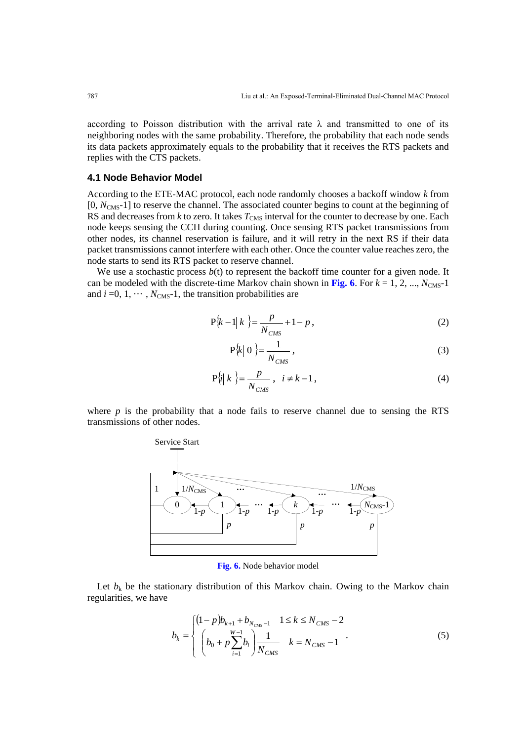according to Poisson distribution with the arrival rate λ and transmitted to one of its neighboring nodes with the same probability. Therefore, the probability that each node sends its data packets approximately equals to the probability that it receives the RTS packets and replies with the CTS packets.

### 4.1 Node Behavior Model

According to the ETE-MAC protocol, each node randomly chooses a backoff window $k$ from $[0, N_{CMS}-1]$ to reserve the channel. The associated counter begins to count at the beginning of RS and decreases from $k$ to zero. It takes $T_{CMS}$ interval for the counter to decrease by one. Each node keeps sensing the CCH during counting. Once sensing RTS packet transmissions from other nodes, its channel reservation is failure, and it will retry in the next RS if their data packet transmissions cannot interfere with each other. Once the counter value reaches zero, the node starts to send its RTS packet to reserve channel.

We use a stochastic process $b(t)$ to represent the backoff time counter for a given node. It can be modeled with the discrete-time Markov chain shown in **Fig. 6**. For $k = 1, 2, ..., N_{CMS}-1$ and $i = 0, 1, \cdots, N_{CMS}-1$, the transition probabilities are

$$P\{k-1 | k\} = \frac{p}{N_{CMS}} + 1 - p, \tag{2}$$

$$P\{k | 0\} = \frac{1}{N_{CMS}}, \tag{3}$$

$$P\{i | k\} = \frac{p}{N_{CMS}}, \quad i \neq k-1, \tag{4}$$

where $p$ is the probability that a node fails to reserve channel due to sensing the RTS transmissions of other nodes.

**Fig. 6.** Node behavior model

Let $b_k$ be the stationary distribution of this Markov chain. Owing to the Markov chain regularities, we have

$$b_k = \begin{cases} (1-p)b_{k+1} + b_{N_{CMS}-1} & 1 \leq k \leq N_{CMS}-2 \\ \left(b_0 + p\sum_{i=1}^{W-1} b_i\right)\frac{1}{N_{CMS}} & k = N_{CMS}-1 \end{cases}. \tag{5}$$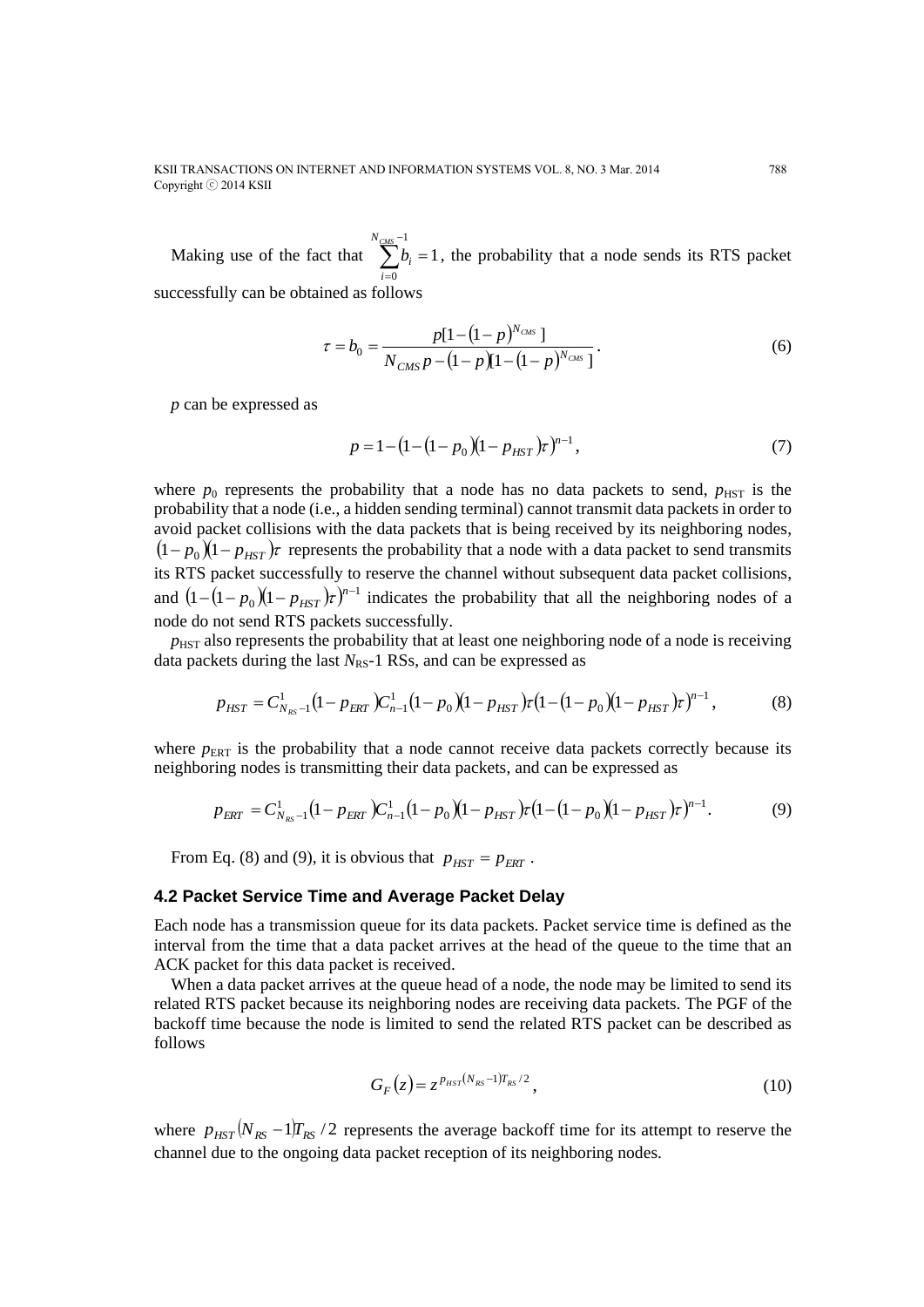Making use of the fact that $\sum_{i=0}^{N_{CMS}-1} b_i = 1$, the probability that a node sends its RTS packet successfully can be obtained as follows

$$\tau = b_0 = \frac{p[1-(1-p)^{N_{CMS}}]}{N_{CMS}p-(1-p)[1-(1-p)^{N_{CMS}}]}. \tag{6}$$

$p$ can be expressed as

$$p = 1-(1-(1-p_0)(1-p_{HST})\tau)^{n-1}, \tag{7}$$

where $p_0$ represents the probability that a node has no data packets to send, $p_{\mathrm{HST}}$ is the probability that a node (i.e., a hidden sending terminal) cannot transmit data packets in order to avoid packet collisions with the data packets that is being received by its neighboring nodes, $(1-p_0)(1-p_{HST})\tau$ represents the probability that a node with a data packet to send transmits its RTS packet successfully to reserve the channel without subsequent data packet collisions, and $(1-(1-p_0)(1-p_{HST})\tau)^{n-1}$ indicates the probability that all the neighboring nodes of a node do not send RTS packets successfully.

$p_{\mathrm{HST}}$ also represents the probability that at least one neighboring node of a node is receiving data packets during the last $N_{\mathrm{RS}}$-1 RSs, and can be expressed as

$$p_{HST} = C^1_{N_{RS}-1}(1-p_{ERT})C^1_{n-1}(1-p_0)(1-p_{HST})\tau(1-(1-p_0)(1-p_{HST})\tau)^{n-1}, \tag{8}$$

where $p_{\mathrm{ERT}}$ is the probability that a node cannot receive data packets correctly because its neighboring nodes is transmitting their data packets, and can be expressed as

$$p_{ERT} = C^1_{N_{RS}-1}(1-p_{ERT})C^1_{n-1}(1-p_0)(1-p_{HST})\tau(1-(1-p_0)(1-p_{HST})\tau)^{n-1}. \tag{9}$$

From Eq. (8) and (9), it is obvious that $p_{HST} = p_{ERT}$.

### 4.2 Packet Service Time and Average Packet Delay

Each node has a transmission queue for its data packets. Packet service time is defined as the interval from the time that a data packet arrives at the head of the queue to the time that an ACK packet for this data packet is received.

When a data packet arrives at the queue head of a node, the node may be limited to send its related RTS packet because its neighboring nodes are receiving data packets. The PGF of the backoff time because the node is limited to send the related RTS packet can be described as follows

$$G_F(z) = z^{p_{HST}(N_{RS}-1)T_{RS}/2}, \tag{10}$$

where $p_{HST}(N_{RS}-1)T_{RS}/2$ represents the average backoff time for its attempt to reserve the channel due to the ongoing data packet reception of its neighboring nodes.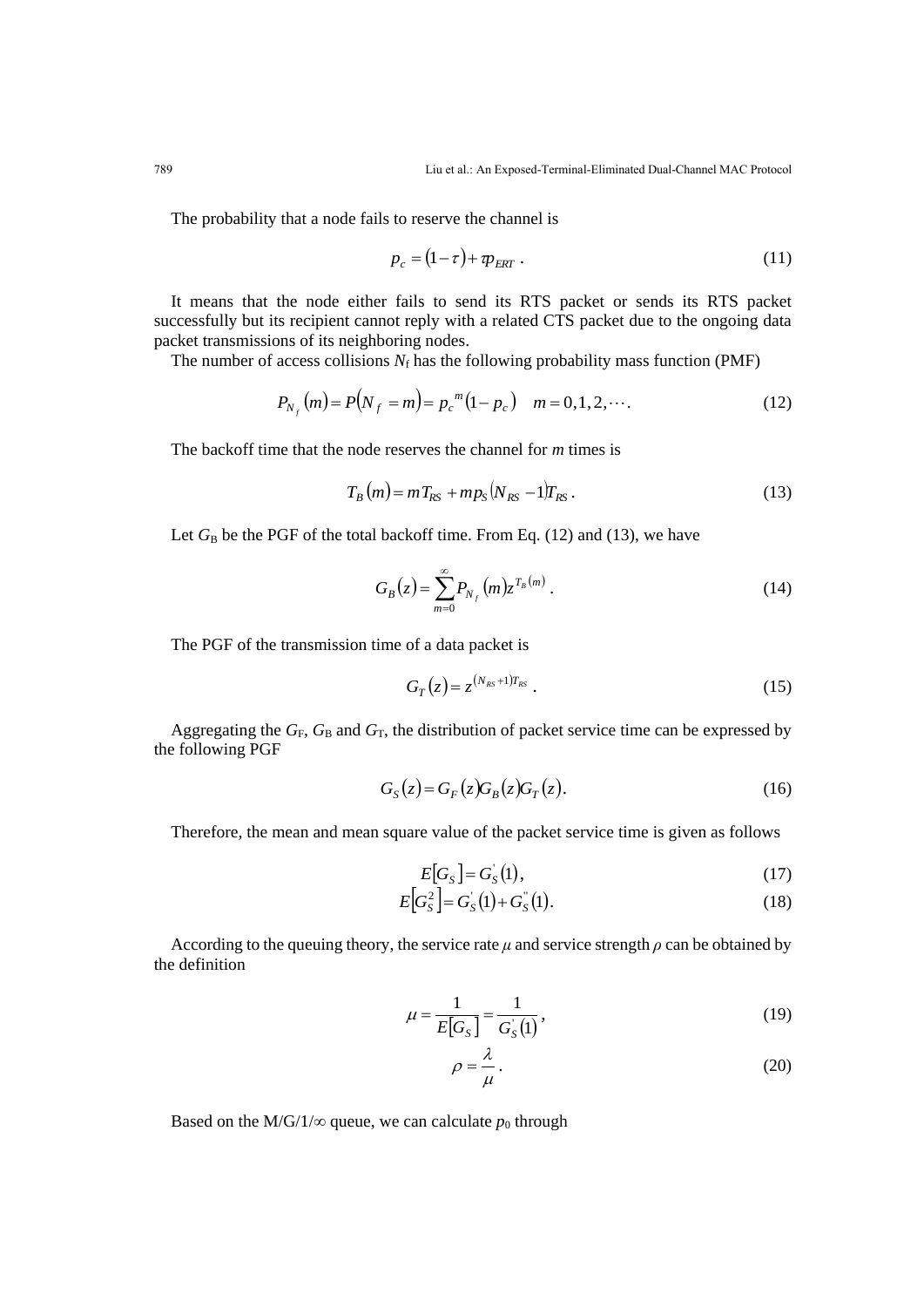The probability that a node fails to reserve the channel is

$$p_c = (1-\tau) + \tau p_{ERT} \ . \tag{11}$$

It means that the node either fails to send its RTS packet or sends its RTS packet successfully but its recipient cannot reply with a related CTS packet due to the ongoing data packet transmissions of its neighboring nodes.

The number of access collisions $N_f$ has the following probability mass function (PMF)

$$P_{N_f}(m) = P(N_f = m) = p_c^{\ m}(1-p_c) \quad m = 0,1,2,\cdots. \tag{12}$$

The backoff time that the node reserves the channel for $m$ times is

$$T_B(m) = mT_{RS} + mp_S(N_{RS}-1)T_{RS} \ . \tag{13}$$

Let $G_B$ be the PGF of the total backoff time. From Eq. (12) and (13), we have

$$G_B(z) = \sum_{m=0}^{\infty} P_{N_f}(m) z^{T_B(m)} \ . \tag{14}$$

The PGF of the transmission time of a data packet is

$$G_T(z) = z^{(N_{RS}+1)T_{RS}} \ . \tag{15}$$

Aggregating the $G_F$, $G_B$ and $G_T$, the distribution of packet service time can be expressed by the following PGF

$$G_S(z) = G_F(z) G_B(z) G_T(z). \tag{16}$$

Therefore, the mean and mean square value of the packet service time is given as follows

$$E[G_S] = G_S^{'}(1), \tag{17}$$

$$E[G_S^2] = G_S^{'}(1) + G_S^{''}(1). \tag{18}$$

According to the queuing theory, the service rate $\mu$ and service strength $\rho$ can be obtained by the definition

$$\mu = \frac{1}{E[G_S]} = \frac{1}{G_S^{'}(1)}, \tag{19}$$

$$\rho = \frac{\lambda}{\mu} \ . \tag{20}$$

Based on the M/G/1/$\infty$ queue, we can calculate $p_0$ through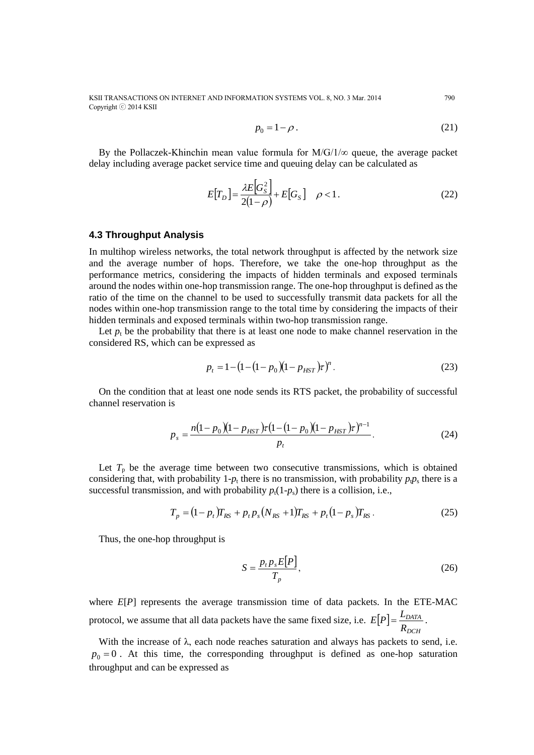$$p_0 = 1 - \rho . \tag{21}$$

By the Pollaczek-Khinchin mean value formula for M/G/1/∞ queue, the average packet delay including average packet service time and queuing delay can be calculated as

$$E[T_D] = \frac{\lambda E[G_S^2]}{2(1-\rho)} + E[G_S] \quad \rho < 1 . \tag{22}$$

### 4.3 Throughput Analysis

In multihop wireless networks, the total network throughput is affected by the network size and the average number of hops. Therefore, we take the one-hop throughput as the performance metrics, considering the impacts of hidden terminals and exposed terminals around the nodes within one-hop transmission range. The one-hop throughput is defined as the ratio of the time on the channel to be used to successfully transmit data packets for all the nodes within one-hop transmission range to the total time by considering the impacts of their hidden terminals and exposed terminals within two-hop transmission range.

Let $p_t$ be the probability that there is at least one node to make channel reservation in the considered RS, which can be expressed as

$$p_t = 1 - \left(1 - (1 - p_0)(1 - p_{HST})\tau\right)^n . \tag{23}$$

On the condition that at least one node sends its RTS packet, the probability of successful channel reservation is

$$p_s = \frac{n(1-p_0)(1-p_{HST})\tau\left(1-(1-p_0)(1-p_{HST})\tau\right)^{n-1}}{p_t} . \tag{24}$$

Let $T_p$ be the average time between two consecutive transmissions, which is obtained considering that, with probability $1$-$p_t$ there is no transmission, with probability $p_t p_s$ there is a successful transmission, and with probability $p_t(1$-$p_s)$ there is a collision, i.e.,

$$T_p = (1-p_t)T_{RS} + p_t p_s (N_{RS} + 1)T_{RS} + p_t(1-p_s)T_{RS} . \tag{25}$$

Thus, the one-hop throughput is

$$S = \frac{p_t p_s E[P]}{T_p} , \tag{26}$$

where $E[P]$ represents the average transmission time of data packets. In the ETE-MAC protocol, we assume that all data packets have the same fixed size, i.e. $E[P] = \frac{L_{DATA}}{R_{DCH}}$.

With the increase of λ, each node reaches saturation and always has packets to send, i.e. $p_0 = 0$. At this time, the corresponding throughput is defined as one-hop saturation throughput and can be expressed as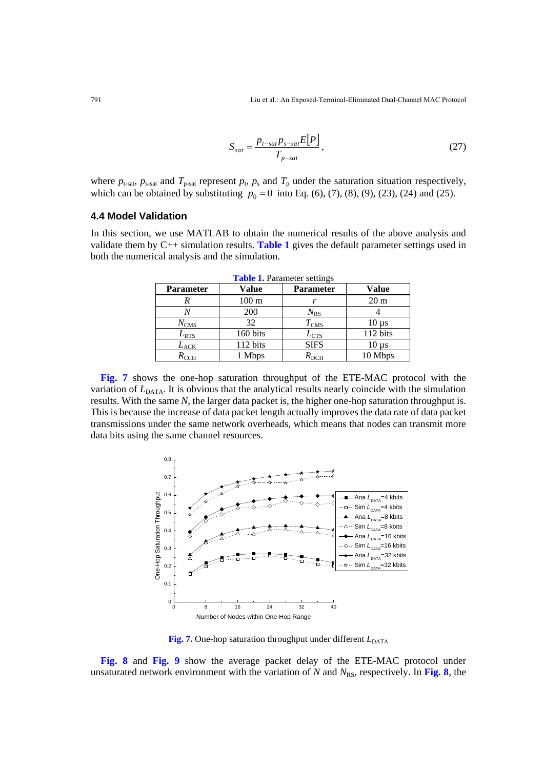$$S_{sat} = \frac{p_{t-sat} p_{s-sat} E[P]}{T_{p-sat}}, \tag{27}$$

where $p_{\text{t-sat}}$, $p_{\text{s-sat}}$ and $T_{\text{p-sat}}$ represent $p_{\text{t}}$, $p_{\text{s}}$ and $T_{\text{p}}$ under the saturation situation respectively, which can be obtained by substituting $p_0 = 0$ into Eq. (6), (7), (8), (9), (23), (24) and (25).

### 4.4 Model Validation

In this section, we use MATLAB to obtain the numerical results of the above analysis and validate them by C++ simulation results. **Table 1** gives the default parameter settings used in both the numerical analysis and the simulation.

**Table 1.** Parameter settings

| Parameter | Value | Parameter | Value |
|---|---|---|---|
| $R$ | 100 m | $r$ | 20 m |
| $N$ | 200 | $N_{\text{RS}}$ | 4 |
| $N_{\text{CMS}}$ | 32 | $T_{\text{CMS}}$ | 10 µs |
| $L_{\text{RTS}}$ | 160 bits | $L_{\text{CTS}}$ | 112 bits |
| $L_{\text{ACK}}$ | 112 bits | SIFS | 10 µs |
| $R_{\text{CCH}}$ | 1 Mbps | $R_{\text{DCH}}$ | 10 Mbps |

**Fig. 7** shows the one-hop saturation throughput of the ETE-MAC protocol with the variation of $L_{\text{DATA}}$. It is obvious that the analytical results nearly coincide with the simulation results. With the same $N$, the larger data packet is, the higher one-hop saturation throughput is. This is because the increase of data packet length actually improves the data rate of data packet transmissions under the same network overheads, which means that nodes can transmit more data bits using the same channel resources.

**Fig. 7.** One-hop saturation throughput under different $L_{\text{DATA}}$

**Fig. 8** and **Fig. 9** show the average packet delay of the ETE-MAC protocol under unsaturated network environment with the variation of $N$ and $N_{\text{RS}}$, respectively. In **Fig. 8**, the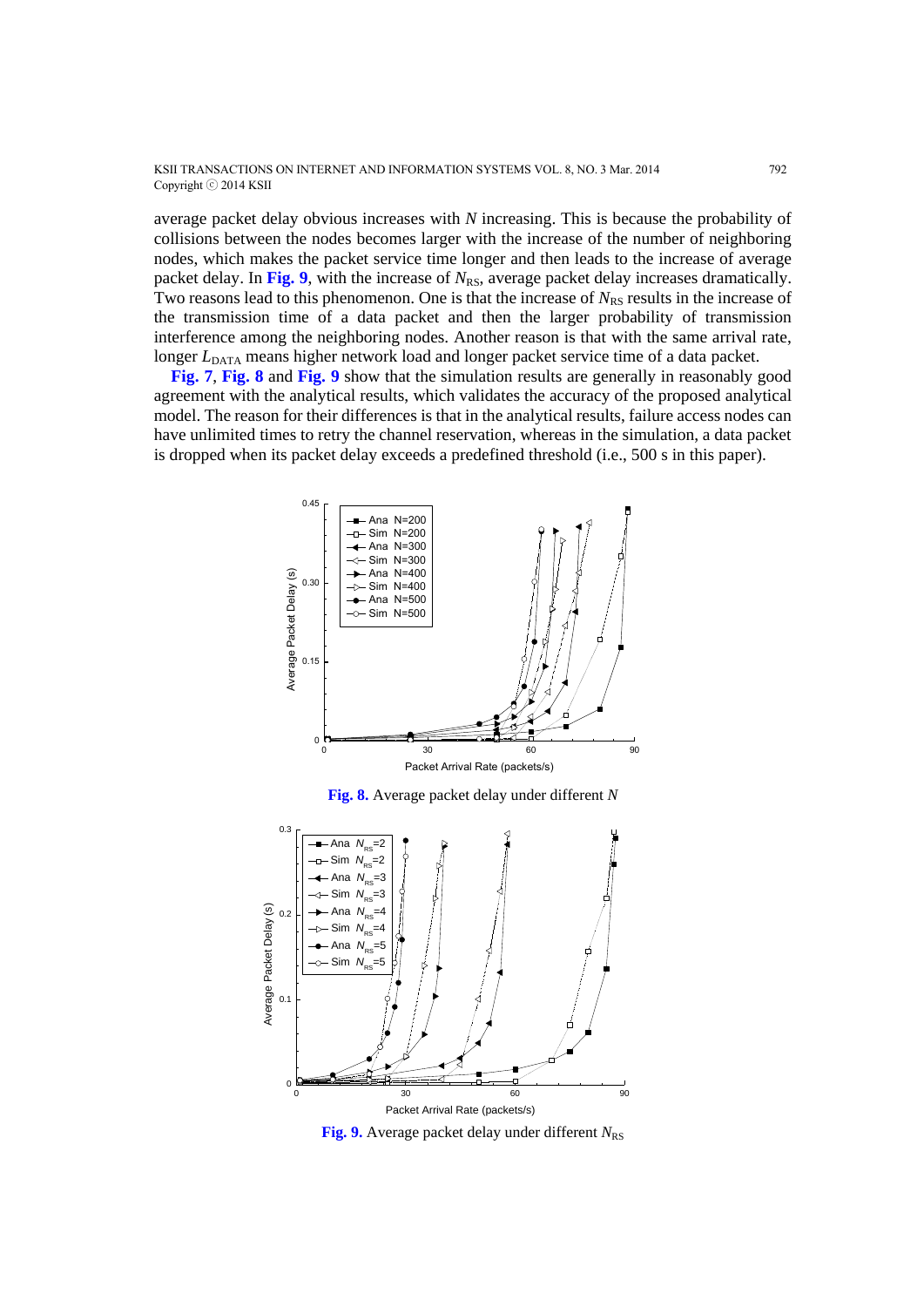average packet delay obvious increases with $N$ increasing. This is because the probability of collisions between the nodes becomes larger with the increase of the number of neighboring nodes, which makes the packet service time longer and then leads to the increase of average packet delay. In **Fig. 9**, with the increase of $N_{RS}$, average packet delay increases dramatically. Two reasons lead to this phenomenon. One is that the increase of $N_{RS}$ results in the increase of the transmission time of a data packet and then the larger probability of transmission interference among the neighboring nodes. Another reason is that with the same arrival rate, longer $L_{DATA}$ means higher network load and longer packet service time of a data packet.

**Fig. 7**, **Fig. 8** and **Fig. 9** show that the simulation results are generally in reasonably good agreement with the analytical results, which validates the accuracy of the proposed analytical model. The reason for their differences is that in the analytical results, failure access nodes can have unlimited times to retry the channel reservation, whereas in the simulation, a data packet is dropped when its packet delay exceeds a predefined threshold (i.e., 500 s in this paper).

**Fig. 8.** Average packet delay under different $N$

**Fig. 9.** Average packet delay under different $N_{RS}$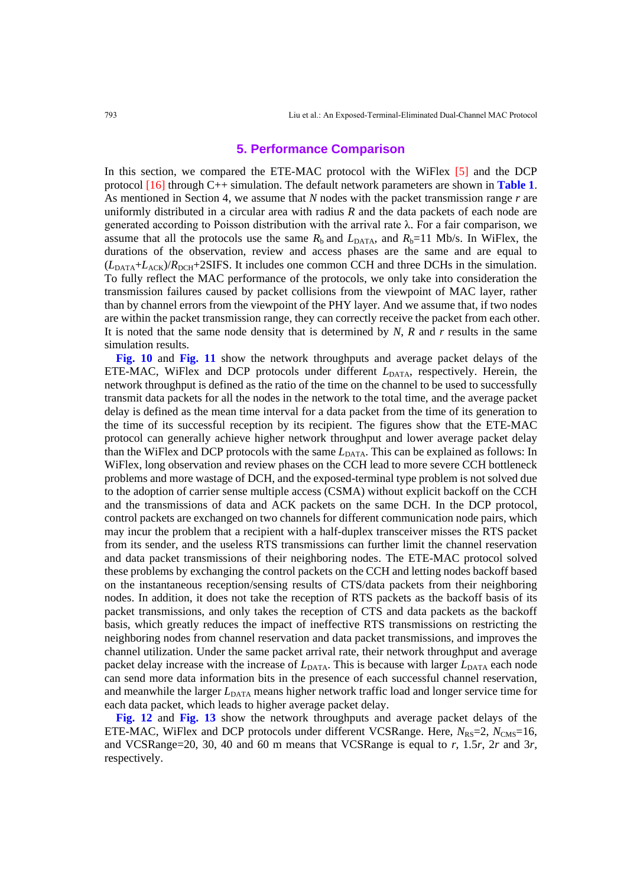## 5. Performance Comparison

In this section, we compared the ETE-MAC protocol with the WiFlex [5] and the DCP protocol [16] through C++ simulation. The default network parameters are shown in **Table 1**. As mentioned in Section 4, we assume that $N$ nodes with the packet transmission range $r$ are uniformly distributed in a circular area with radius $R$ and the data packets of each node are generated according to Poisson distribution with the arrival rate $\lambda$. For a fair comparison, we assume that all the protocols use the same $R_b$ and $L_{DATA}$, and $R_b$=11 Mb/s. In WiFlex, the durations of the observation, review and access phases are the same and are equal to $(L_{DATA}+L_{ACK})/R_{DCH}$+2SIFS. It includes one common CCH and three DCHs in the simulation. To fully reflect the MAC performance of the protocols, we only take into consideration the transmission failures caused by packet collisions from the viewpoint of MAC layer, rather than by channel errors from the viewpoint of the PHY layer. And we assume that, if two nodes are within the packet transmission range, they can correctly receive the packet from each other. It is noted that the same node density that is determined by $N$, $R$ and $r$ results in the same simulation results.

**Fig. 10** and **Fig. 11** show the network throughputs and average packet delays of the ETE-MAC, WiFlex and DCP protocols under different $L_{DATA}$, respectively. Herein, the network throughput is defined as the ratio of the time on the channel to be used to successfully transmit data packets for all the nodes in the network to the total time, and the average packet delay is defined as the mean time interval for a data packet from the time of its generation to the time of its successful reception by its recipient. The figures show that the ETE-MAC protocol can generally achieve higher network throughput and lower average packet delay than the WiFlex and DCP protocols with the same $L_{DATA}$. This can be explained as follows: In WiFlex, long observation and review phases on the CCH lead to more severe CCH bottleneck problems and more wastage of DCH, and the exposed-terminal type problem is not solved due to the adoption of carrier sense multiple access (CSMA) without explicit backoff on the CCH and the transmissions of data and ACK packets on the same DCH. In the DCP protocol, control packets are exchanged on two channels for different communication node pairs, which may incur the problem that a recipient with a half-duplex transceiver misses the RTS packet from its sender, and the useless RTS transmissions can further limit the channel reservation and data packet transmissions of their neighboring nodes. The ETE-MAC protocol solved these problems by exchanging the control packets on the CCH and letting nodes backoff based on the instantaneous reception/sensing results of CTS/data packets from their neighboring nodes. In addition, it does not take the reception of RTS packets as the backoff basis of its packet transmissions, and only takes the reception of CTS and data packets as the backoff basis, which greatly reduces the impact of ineffective RTS transmissions on restricting the neighboring nodes from channel reservation and data packet transmissions, and improves the channel utilization. Under the same packet arrival rate, their network throughput and average packet delay increase with the increase of $L_{DATA}$. This is because with larger $L_{DATA}$ each node can send more data information bits in the presence of each successful channel reservation, and meanwhile the larger $L_{DATA}$ means higher network traffic load and longer service time for each data packet, which leads to higher average packet delay.

**Fig. 12** and **Fig. 13** show the network throughputs and average packet delays of the ETE-MAC, WiFlex and DCP protocols under different VCSRange. Here, $N_{RS}$=2, $N_{CMS}$=16, and VCSRange=20, 30, 40 and 60 m means that VCSRange is equal to $r$, 1.5$r$, 2$r$ and 3$r$, respectively.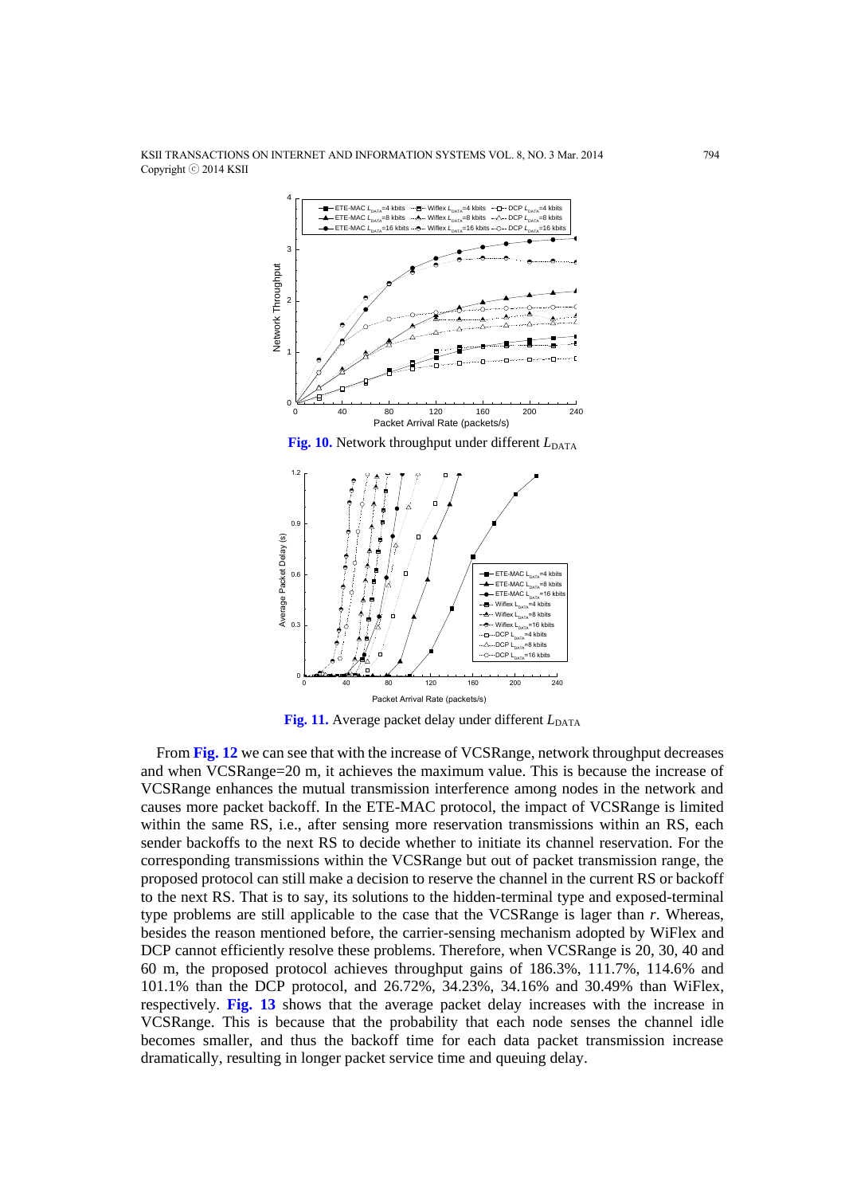Fig. 10. Network throughput under different $L_{\mathrm{DATA}}$

Fig. 11. Average packet delay under different $L_{\mathrm{DATA}}$

From **Fig. 12** we can see that with the increase of VCSRange, network throughput decreases and when VCSRange=20 m, it achieves the maximum value. This is because the increase of VCSRange enhances the mutual transmission interference among nodes in the network and causes more packet backoff. In the ETE-MAC protocol, the impact of VCSRange is limited within the same RS, i.e., after sensing more reservation transmissions within an RS, each sender backoffs to the next RS to decide whether to initiate its channel reservation. For the corresponding transmissions within the VCSRange but out of packet transmission range, the proposed protocol can still make a decision to reserve the channel in the current RS or backoff to the next RS. That is to say, its solutions to the hidden-terminal type and exposed-terminal type problems are still applicable to the case that the VCSRange is lager than $r$. Whereas, besides the reason mentioned before, the carrier-sensing mechanism adopted by WiFlex and DCP cannot efficiently resolve these problems. Therefore, when VCSRange is 20, 30, 40 and 60 m, the proposed protocol achieves throughput gains of 186.3%, 111.7%, 114.6% and 101.1% than the DCP protocol, and 26.72%, 34.23%, 34.16% and 30.49% than WiFlex, respectively. **Fig. 13** shows that the average packet delay increases with the increase in VCSRange. This is because that the probability that each node senses the channel idle becomes smaller, and thus the backoff time for each data packet transmission increase dramatically, resulting in longer packet service time and queuing delay.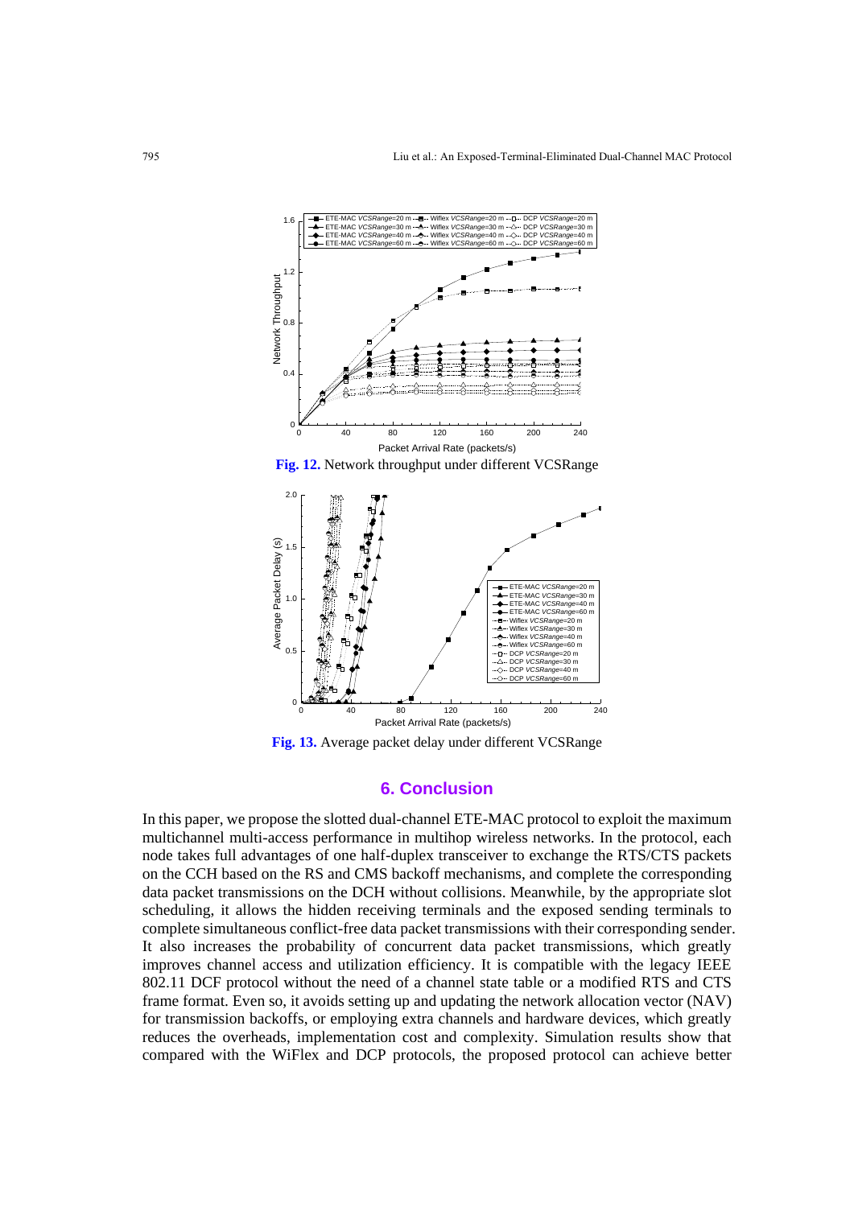Fig. 12. Network throughput under different VCSRange

Fig. 13. Average packet delay under different VCSRange

## 6. Conclusion

In this paper, we propose the slotted dual-channel ETE-MAC protocol to exploit the maximum multichannel multi-access performance in multihop wireless networks. In the protocol, each node takes full advantages of one half-duplex transceiver to exchange the RTS/CTS packets on the CCH based on the RS and CMS backoff mechanisms, and complete the corresponding data packet transmissions on the DCH without collisions. Meanwhile, by the appropriate slot scheduling, it allows the hidden receiving terminals and the exposed sending terminals to complete simultaneous conflict-free data packet transmissions with their corresponding sender. It also increases the probability of concurrent data packet transmissions, which greatly improves channel access and utilization efficiency. It is compatible with the legacy IEEE 802.11 DCF protocol without the need of a channel state table or a modified RTS and CTS frame format. Even so, it avoids setting up and updating the network allocation vector (NAV) for transmission backoffs, or employing extra channels and hardware devices, which greatly reduces the overheads, implementation cost and complexity. Simulation results show that compared with the WiFlex and DCP protocols, the proposed protocol can achieve better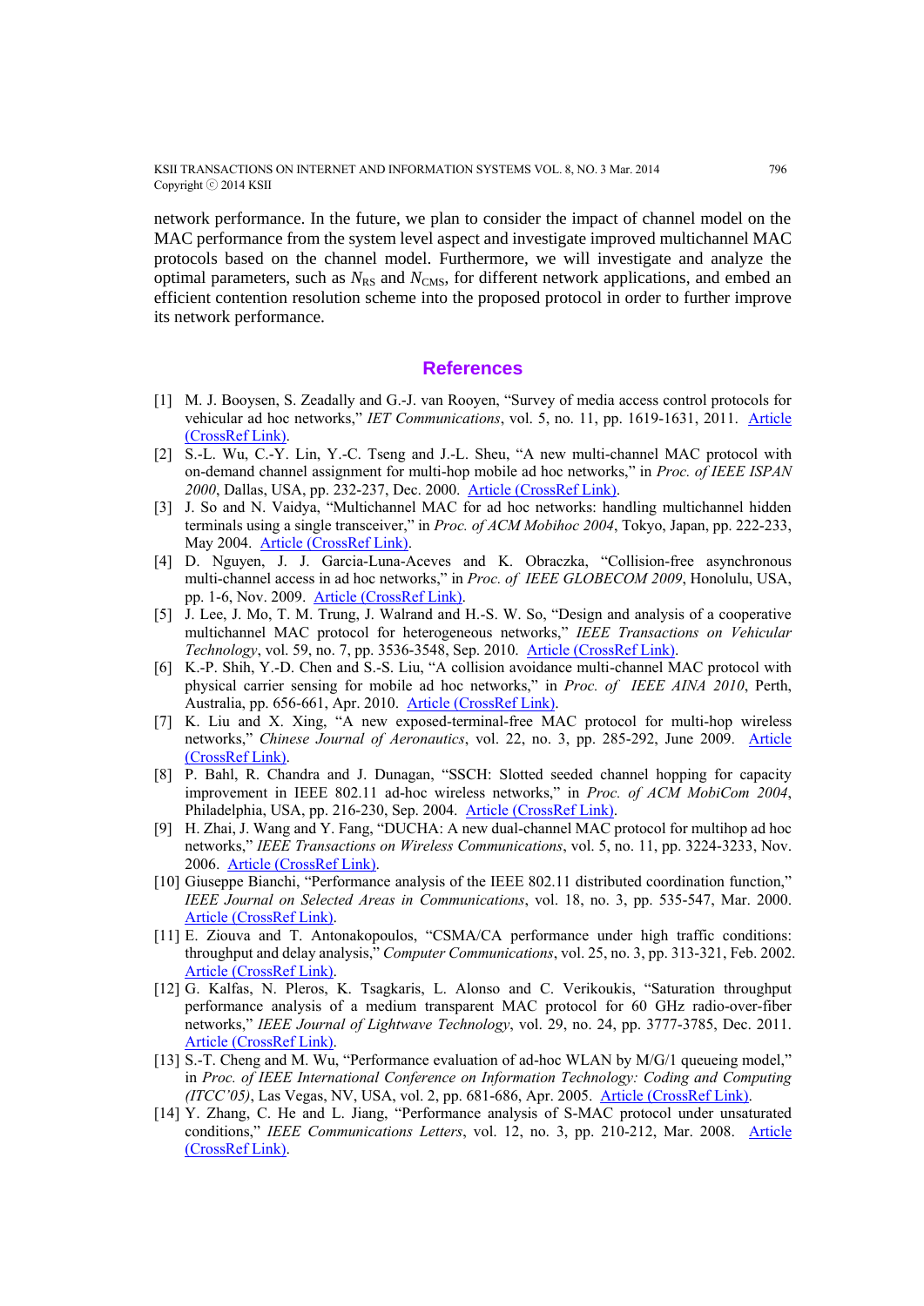network performance. In the future, we plan to consider the impact of channel model on the MAC performance from the system level aspect and investigate improved multichannel MAC protocols based on the channel model. Furthermore, we will investigate and analyze the optimal parameters, such as $N_{RS}$ and $N_{CMS}$, for different network applications, and embed an efficient contention resolution scheme into the proposed protocol in order to further improve its network performance.

## References

[1] M. J. Booysen, S. Zeadally and G.-J. van Rooyen, "Survey of media access control protocols for vehicular ad hoc networks," *IET Communications*, vol. 5, no. 11, pp. 1619-1631, 2011. Article (CrossRef Link).

[2] S.-L. Wu, C.-Y. Lin, Y.-C. Tseng and J.-L. Sheu, "A new multi-channel MAC protocol with on-demand channel assignment for multi-hop mobile ad hoc networks," in *Proc. of IEEE ISPAN 2000*, Dallas, USA, pp. 232-237, Dec. 2000. Article (CrossRef Link).

[3] J. So and N. Vaidya, "Multichannel MAC for ad hoc networks: handling multichannel hidden terminals using a single transceiver," in *Proc. of ACM Mobihoc 2004*, Tokyo, Japan, pp. 222-233, May 2004. Article (CrossRef Link).

[4] D. Nguyen, J. J. Garcia-Luna-Aceves and K. Obraczka, "Collision-free asynchronous multi-channel access in ad hoc networks," in *Proc. of IEEE GLOBECOM 2009*, Honolulu, USA, pp. 1-6, Nov. 2009. Article (CrossRef Link).

[5] J. Lee, J. Mo, T. M. Trung, J. Walrand and H.-S. W. So, "Design and analysis of a cooperative multichannel MAC protocol for heterogeneous networks," *IEEE Transactions on Vehicular Technology*, vol. 59, no. 7, pp. 3536-3548, Sep. 2010. Article (CrossRef Link).

[6] K.-P. Shih, Y.-D. Chen and S.-S. Liu, "A collision avoidance multi-channel MAC protocol with physical carrier sensing for mobile ad hoc networks," in *Proc. of IEEE AINA 2010*, Perth, Australia, pp. 656-661, Apr. 2010. Article (CrossRef Link).

[7] K. Liu and X. Xing, "A new exposed-terminal-free MAC protocol for multi-hop wireless networks," *Chinese Journal of Aeronautics*, vol. 22, no. 3, pp. 285-292, June 2009. Article (CrossRef Link).

[8] P. Bahl, R. Chandra and J. Dunagan, "SSCH: Slotted seeded channel hopping for capacity improvement in IEEE 802.11 ad-hoc wireless networks," in *Proc. of ACM MobiCom 2004*, Philadelphia, USA, pp. 216-230, Sep. 2004. Article (CrossRef Link).

[9] H. Zhai, J. Wang and Y. Fang, "DUCHA: A new dual-channel MAC protocol for multihop ad hoc networks," *IEEE Transactions on Wireless Communications*, vol. 5, no. 11, pp. 3224-3233, Nov. 2006. Article (CrossRef Link).

[10] Giuseppe Bianchi, "Performance analysis of the IEEE 802.11 distributed coordination function," *IEEE Journal on Selected Areas in Communications*, vol. 18, no. 3, pp. 535-547, Mar. 2000. Article (CrossRef Link).

[11] E. Ziouva and T. Antonakopoulos, "CSMA/CA performance under high traffic conditions: throughput and delay analysis," *Computer Communications*, vol. 25, no. 3, pp. 313-321, Feb. 2002. Article (CrossRef Link).

[12] G. Kalfas, N. Pleros, K. Tsagkaris, L. Alonso and C. Verikoukis, "Saturation throughput performance analysis of a medium transparent MAC protocol for 60 GHz radio-over-fiber networks," *IEEE Journal of Lightwave Technology*, vol. 29, no. 24, pp. 3777-3785, Dec. 2011. Article (CrossRef Link).

[13] S.-T. Cheng and M. Wu, "Performance evaluation of ad-hoc WLAN by M/G/1 queueing model," in *Proc. of IEEE International Conference on Information Technology: Coding and Computing (ITCC'05)*, Las Vegas, NV, USA, vol. 2, pp. 681-686, Apr. 2005. Article (CrossRef Link).

[14] Y. Zhang, C. He and L. Jiang, "Performance analysis of S-MAC protocol under unsaturated conditions," *IEEE Communications Letters*, vol. 12, no. 3, pp. 210-212, Mar. 2008. Article (CrossRef Link).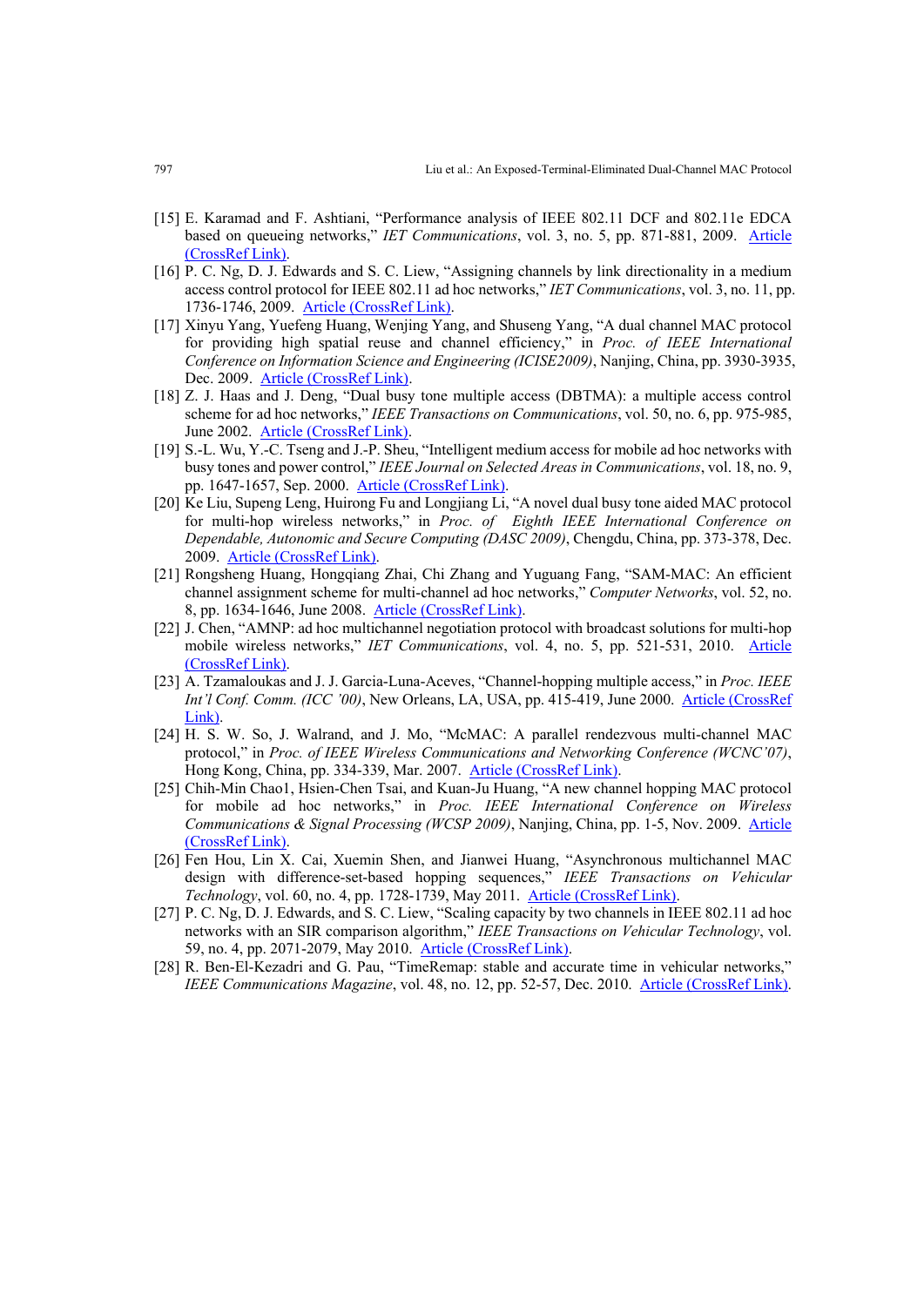[15] E. Karamad and F. Ashtiani, "Performance analysis of IEEE 802.11 DCF and 802.11e EDCA based on queueing networks," *IET Communications*, vol. 3, no. 5, pp. 871-881, 2009. Article (CrossRef Link).

[16] P. C. Ng, D. J. Edwards and S. C. Liew, "Assigning channels by link directionality in a medium access control protocol for IEEE 802.11 ad hoc networks," *IET Communications*, vol. 3, no. 11, pp. 1736-1746, 2009. Article (CrossRef Link).

[17] Xinyu Yang, Yuefeng Huang, Wenjing Yang, and Shuseng Yang, "A dual channel MAC protocol for providing high spatial reuse and channel efficiency," in *Proc. of IEEE International Conference on Information Science and Engineering (ICISE2009)*, Nanjing, China, pp. 3930-3935, Dec. 2009. Article (CrossRef Link).

[18] Z. J. Haas and J. Deng, "Dual busy tone multiple access (DBTMA): a multiple access control scheme for ad hoc networks," *IEEE Transactions on Communications*, vol. 50, no. 6, pp. 975-985, June 2002. Article (CrossRef Link).

[19] S.-L. Wu, Y.-C. Tseng and J.-P. Sheu, "Intelligent medium access for mobile ad hoc networks with busy tones and power control," *IEEE Journal on Selected Areas in Communications*, vol. 18, no. 9, pp. 1647-1657, Sep. 2000. Article (CrossRef Link).

[20] Ke Liu, Supeng Leng, Huirong Fu and Longjiang Li, "A novel dual busy tone aided MAC protocol for multi-hop wireless networks," in *Proc. of Eighth IEEE International Conference on Dependable, Autonomic and Secure Computing (DASC 2009)*, Chengdu, China, pp. 373-378, Dec. 2009. Article (CrossRef Link).

[21] Rongsheng Huang, Hongqiang Zhai, Chi Zhang and Yuguang Fang, "SAM-MAC: An efficient channel assignment scheme for multi-channel ad hoc networks," *Computer Networks*, vol. 52, no. 8, pp. 1634-1646, June 2008. Article (CrossRef Link).

[22] J. Chen, "AMNP: ad hoc multichannel negotiation protocol with broadcast solutions for multi-hop mobile wireless networks," *IET Communications*, vol. 4, no. 5, pp. 521-531, 2010. Article (CrossRef Link).

[23] A. Tzamaloukas and J. J. Garcia-Luna-Aceves, "Channel-hopping multiple access," in *Proc. IEEE Int'l Conf. Comm. (ICC '00)*, New Orleans, LA, USA, pp. 415-419, June 2000. Article (CrossRef Link).

[24] H. S. W. So, J. Walrand, and J. Mo, "McMAC: A parallel rendezvous multi-channel MAC protocol," in *Proc. of IEEE Wireless Communications and Networking Conference (WCNC'07)*, Hong Kong, China, pp. 334-339, Mar. 2007. Article (CrossRef Link).

[25] Chih-Min Chao1, Hsien-Chen Tsai, and Kuan-Ju Huang, "A new channel hopping MAC protocol for mobile ad hoc networks," in *Proc. IEEE International Conference on Wireless Communications & Signal Processing (WCSP 2009)*, Nanjing, China, pp. 1-5, Nov. 2009. Article (CrossRef Link).

[26] Fen Hou, Lin X. Cai, Xuemin Shen, and Jianwei Huang, "Asynchronous multichannel MAC design with difference-set-based hopping sequences," *IEEE Transactions on Vehicular Technology*, vol. 60, no. 4, pp. 1728-1739, May 2011. Article (CrossRef Link).

[27] P. C. Ng, D. J. Edwards, and S. C. Liew, "Scaling capacity by two channels in IEEE 802.11 ad hoc networks with an SIR comparison algorithm," *IEEE Transactions on Vehicular Technology*, vol. 59, no. 4, pp. 2071-2079, May 2010. Article (CrossRef Link).

[28] R. Ben-El-Kezadri and G. Pau, "TimeRemap: stable and accurate time in vehicular networks," *IEEE Communications Magazine*, vol. 48, no. 12, pp. 52-57, Dec. 2010. Article (CrossRef Link).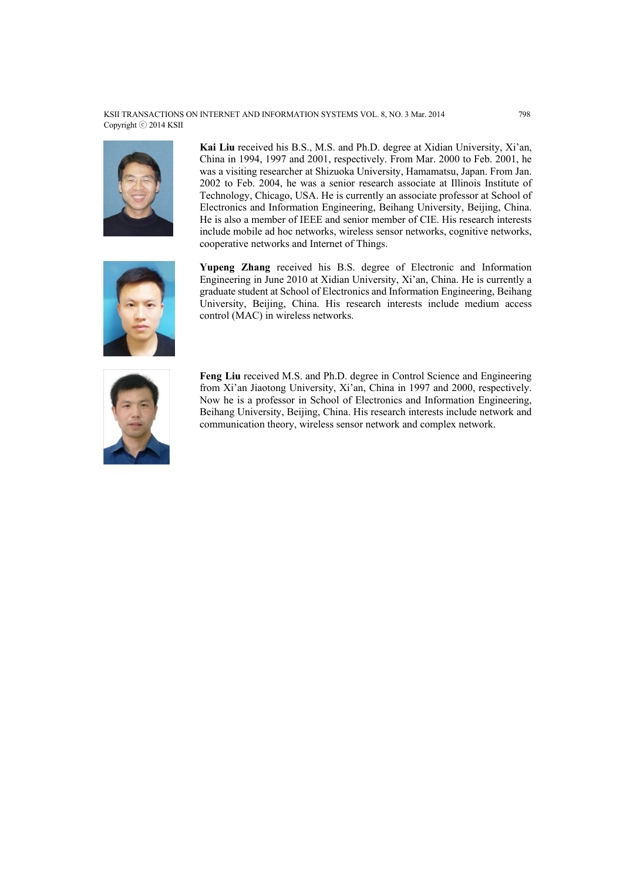**Kai Liu** received his B.S., M.S. and Ph.D. degree at Xidian University, Xi'an, China in 1994, 1997 and 2001, respectively. From Mar. 2000 to Feb. 2001, he was a visiting researcher at Shizuoka University, Hamamatsu, Japan. From Jan. 2002 to Feb. 2004, he was a senior research associate at Illinois Institute of Technology, Chicago, USA. He is currently an associate professor at School of Electronics and Information Engineering, Beihang University, Beijing, China. He is also a member of IEEE and senior member of CIE. His research interests include mobile ad hoc networks, wireless sensor networks, cognitive networks, cooperative networks and Internet of Things.

**Yupeng Zhang** received his B.S. degree of Electronic and Information Engineering in June 2010 at Xidian University, Xi'an, China. He is currently a graduate student at School of Electronics and Information Engineering, Beihang University, Beijing, China. His research interests include medium access control (MAC) in wireless networks.

**Feng Liu** received M.S. and Ph.D. degree in Control Science and Engineering from Xi'an Jiaotong University, Xi'an, China in 1997 and 2000, respectively. Now he is a professor in School of Electronics and Information Engineering, Beihang University, Beijing, China. His research interests include network and communication theory, wireless sensor network and complex network.